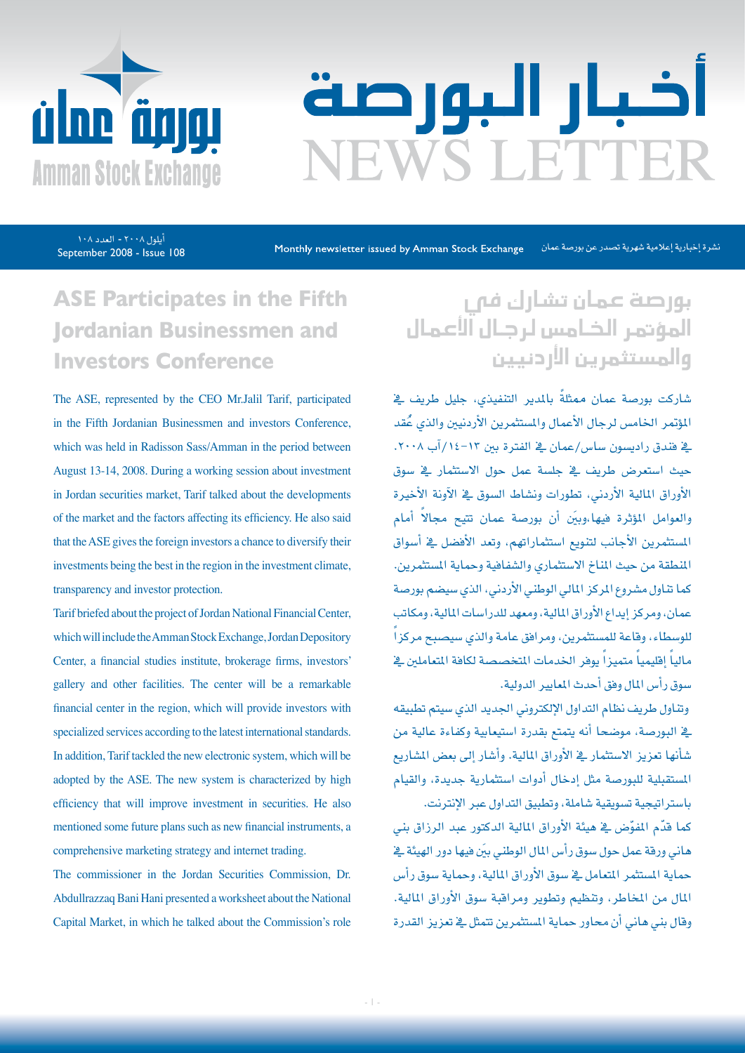# أخبار البورصة
# NEWS LETTER

بورصة عمان
Amman Stock Exchange

أيلول ٢٠٠٨ - العدد ١٠٨
September 2008 - Issue 108

Monthly newsletter issued by Amman Stock Exchange

نشرة إخبارية إعلامية شهرية تصدر عن بورصة عمان

## ASE Participates in the Fifth Jordanian Businessmen and Investors Conference

The ASE, represented by the CEO Mr.Jalil Tarif, participated in the Fifth Jordanian Businessmen and investors Conference, which was held in Radisson Sass/Amman in the period between August 13-14, 2008. During a working session about investment in Jordan securities market, Tarif talked about the developments of the market and the factors affecting its efficiency. He also said that the ASE gives the foreign investors a chance to diversify their investments being the best in the region in the investment climate, transparency and investor protection.

Tarif briefed about the project of Jordan National Financial Center, which will include the Amman Stock Exchange, Jordan Depository Center, a financial studies institute, brokerage firms, investors' gallery and other facilities. The center will be a remarkable financial center in the region, which will provide investors with specialized services according to the latest international standards. In addition, Tarif tackled the new electronic system, which will be adopted by the ASE. The new system is characterized by high efficiency that will improve investment in securities. He also mentioned some future plans such as new financial instruments, a comprehensive marketing strategy and internet trading.

The commissioner in the Jordan Securities Commission, Dr. Abdullrazzaq Bani Hani presented a worksheet about the National Capital Market, in which he talked about the Commission's role

## بورصة عمان تشارك في المؤتمر الخامس لرجال الأعمال والمستثمرين الأردنيين

شاركت بورصة عمان ممثلةً بالمدير التنفيذي، جليل طريف في المؤتمر الخامس لرجال الأعمال والمستثمرين الأردنيين والذي عُقد في فندق راديسون ساس/عمان في الفترة بين ١٣-١٤/آب ٢٠٠٨. حيث استعرض طريف في جلسة عمل حول الاستثمار في سوق الأوراق المالية الأردني، تطورات ونشاط السوق في الآونة الأخيرة والعوامل المؤثرة فيها،وبيّن أن بورصة عمان تتيح مجالاً أمام المستثمرين الأجانب لتنويع استثماراتهم، وتعد الأفضل في أسواق المنطقة من حيث المناخ الاستثماري والشفافية وحماية المستثمرين. كما تناول مشروع المركز المالي الوطني الأردني، الذي سيضم بورصة عمان، ومركز إيداع الأوراق المالية، ومعهد للدراسات المالية، ومكاتب للوسطاء، وقاعة للمستثمرين، ومرافق عامة والذي سيصبح مركزاً مالياً إقليمياً متميزاً يوفر الخدمات المتخصصة لكافة المتعاملين في سوق رأس المال وفق أحدث المعايير الدولية.

وتناول طريف نظام التداول الإلكتروني الجديد الذي سيتم تطبيقه في البورصة، موضحا أنه يتمتع بقدرة استيعابية وكفاءة عالية من شأنها تعزيز الاستثمار في الأوراق المالية. وأشار إلى بعض المشاريع المستقبلية للبورصة مثل إدخال أدوات استثمارية جديدة، والقيام باستراتيجية تسويقية شاملة، وتطبيق التداول عبر الإنترنت.

كما قدّم المفوّض في هيئة الأوراق المالية الدكتور عبد الرزاق بني هاني ورقة عمل حول سوق رأس المال الوطني بيّن فيها دور الهيئة في حماية المستثمر المتعامل في سوق الأوراق المالية، وحماية سوق رأس المال من المخاطر، وتنظيم وتطوير ومراقبة سوق الأوراق المالية. وقال بني هاني أن محاور حماية المستثمرين تتمثل في تعزيز القدرة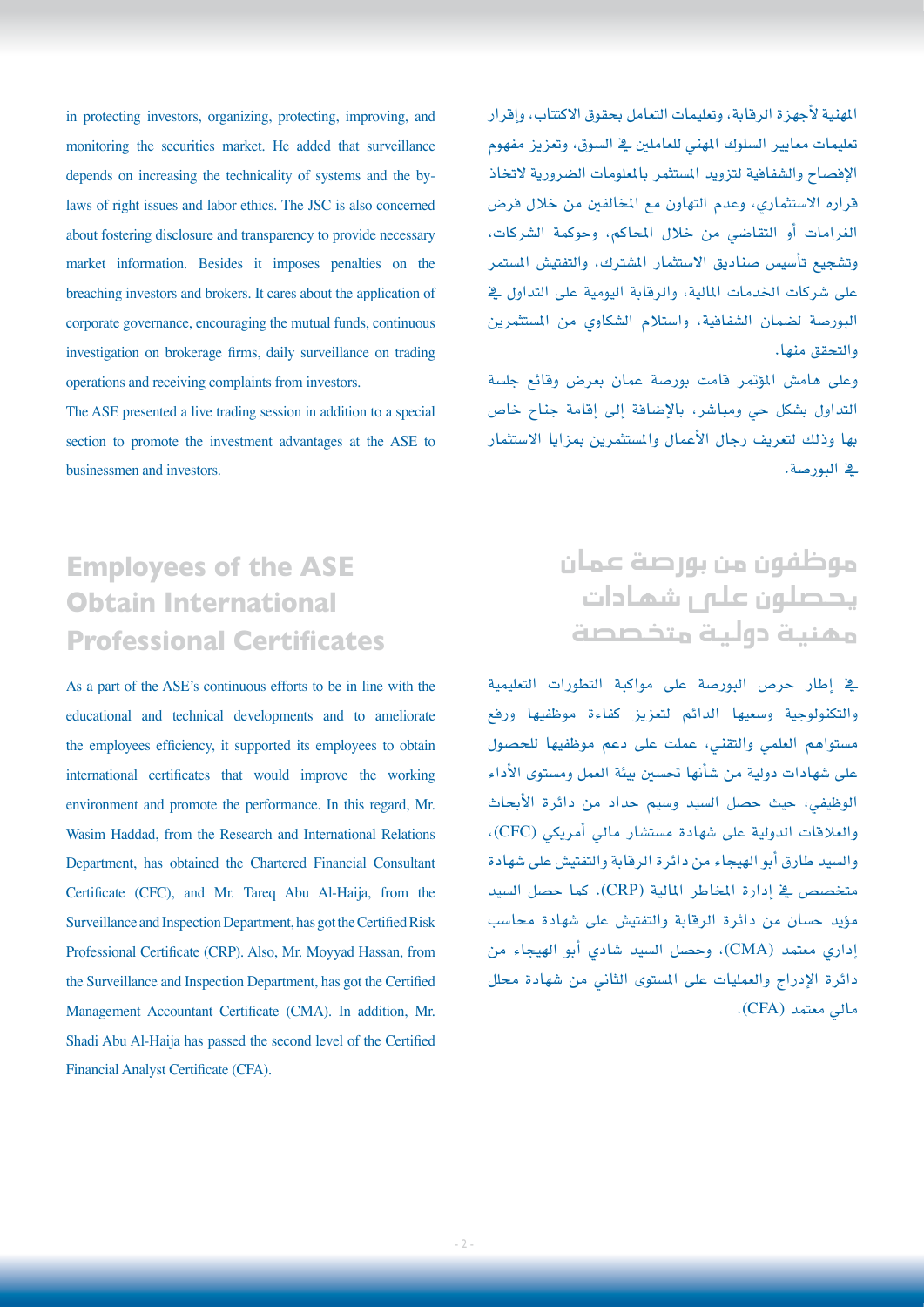in protecting investors, organizing, protecting, improving, and monitoring the securities market. He added that surveillance depends on increasing the technicality of systems and the by-laws of right issues and labor ethics. The JSC is also concerned about fostering disclosure and transparency to provide necessary market information. Besides it imposes penalties on the breaching investors and brokers. It cares about the application of corporate governance, encouraging the mutual funds, continuous investigation on brokerage firms, daily surveillance on trading operations and receiving complaints from investors.

The ASE presented a live trading session in addition to a special section to promote the investment advantages at the ASE to businessmen and investors.

المهنية لأجهزة الرقابة، وتعليمات التعامل بحقوق الاكتتاب، وإقرار تعليمات معايير السلوك المهني للعاملين في السوق، وتعزيز مفهوم الإفصاح والشفافية لتزويد المستثمر بالمعلومات الضرورية لاتخاذ قراره الاستثماري، وعدم التهاون مع المخالفين من خلال فرض الغرامات أو التقاضي من خلال المحاكم، وحوكمة الشركات، وتشجيع تأسيس صناديق الاستثمار المشترك، والتفتيش المستمر على شركات الخدمات المالية، والرقابة اليومية على التداول في البورصة لضمان الشفافية، واستلام الشكاوي من المستثمرين والتحقق منها.

وعلى هامش المؤتمر قامت بورصة عمان بعرض وقائع جلسة التداول بشكل حي ومباشر، بالإضافة إلى إقامة جناح خاص بها وذلك لتعريف رجال الأعمال والمستثمرين بمزايا الاستثمار في البورصة.

## Employees of the ASE Obtain International Professional Certificates

As a part of the ASE's continuous efforts to be in line with the educational and technical developments and to ameliorate the employees efficiency, it supported its employees to obtain international certificates that would improve the working environment and promote the performance. In this regard, Mr. Wasim Haddad, from the Research and International Relations Department, has obtained the Chartered Financial Consultant Certificate (CFC), and Mr. Tareq Abu Al-Haija, from the Surveillance and Inspection Department, has got the Certified Risk Professional Certificate (CRP). Also, Mr. Moyyad Hassan, from the Surveillance and Inspection Department, has got the Certified Management Accountant Certificate (CMA). In addition, Mr. Shadi Abu Al-Haija has passed the second level of the Certified Financial Analyst Certificate (CFA).

## موظفون من بورصة عمان يحصلون على شهادات مهنية دولية متخصصة

في إطار حرص البورصة على مواكبة التطورات التعليمية والتكنولوجية وسعيها الدائم لتعزيز كفاءة موظفيها ورفع مستواهم العلمي والتقني، عملت على دعم موظفيها للحصول على شهادات دولية من شأنها تحسين بيئة العمل ومستوى الأداء الوظيفي، حيث حصل السيد وسيم حداد من دائرة الأبحاث والعلاقات الدولية على شهادة مستشار مالي أمريكي (CFC)، والسيد طارق أبو الهيجاء من دائرة الرقابة والتفتيش على شهادة متخصص في إدارة المخاطر المالية (CRP). كما حصل السيد مؤيد حسان من دائرة الرقابة والتفتيش على شهادة محاسب إداري معتمد (CMA)، وحصل السيد شادي أبو الهيجاء من دائرة الإدراج والعمليات على المستوى الثاني من شهادة محلل مالي معتمد (CFA).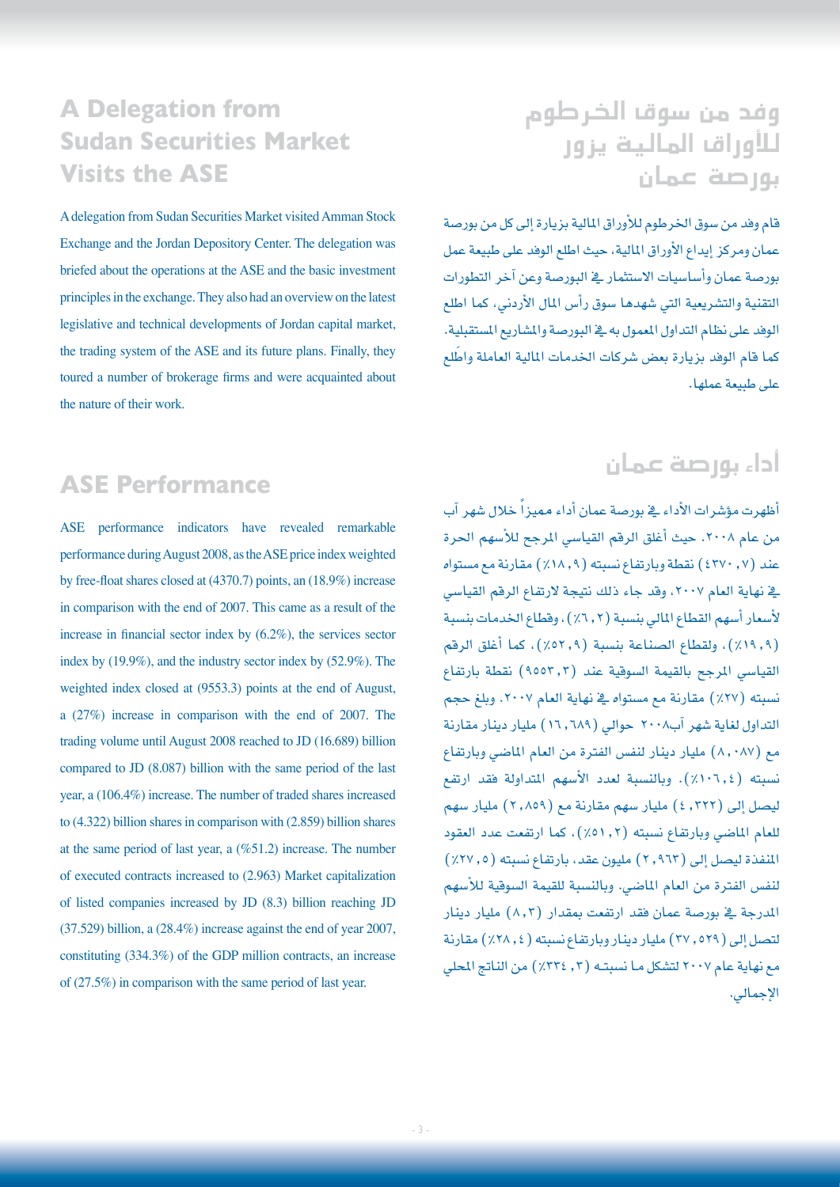## A Delegation from Sudan Securities Market Visits the ASE

A delegation from Sudan Securities Market visited Amman Stock Exchange and the Jordan Depository Center. The delegation was briefed about the operations at the ASE and the basic investment principles in the exchange. They also had an overview on the latest legislative and technical developments of Jordan capital market, the trading system of the ASE and its future plans. Finally, they toured a number of brokerage firms and were acquainted about the nature of their work.

## ASE Performance

ASE performance indicators have revealed remarkable performance during August 2008, as the ASE price index weighted by free-float shares closed at (4370.7) points, an (18.9%) increase in comparison with the end of 2007. This came as a result of the increase in financial sector index by (6.2%), the services sector index by (19.9%), and the industry sector index by (52.9%). The weighted index closed at (9553.3) points at the end of August, a (27%) increase in comparison with the end of 2007. The trading volume until August 2008 reached to JD (16.689) billion compared to JD (8.087) billion with the same period of the last year, a (106.4%) increase. The number of traded shares increased to (4.322) billion shares in comparison with (2.859) billion shares at the same period of last year, a (%51.2) increase. The number of executed contracts increased to (2.963) Market capitalization of listed companies increased by JD (8.3) billion reaching JD (37.529) billion, a (28.4%) increase against the end of year 2007, constituting (334.3%) of the GDP million contracts, an increase of (27.5%) in comparison with the same period of last year.

## وفد من سوق الخرطوم للأوراق المالية يزور بورصة عمان

قام وفد من سوق الخرطوم للأوراق المالية بزيارة إلى كل من بورصة عمان ومركز إيداع الأوراق المالية، حيث اطلع الوفد على طبيعة عمل بورصة عمان وأساسيات الاستثمار في البورصة وعن آخر التطورات التقنية والتشريعية التي شهدها سوق رأس المال الأردني، كما اطلع الوفد على نظام التداول المعمول به في البورصة والمشاريع المستقبلية. كما قام الوفد بزيارة بعض شركات الخدمات المالية العاملة واطّلع على طبيعة عملها.

## أداء بورصة عمان

أظهرت مؤشرات الأداء في بورصة عمان أداء مميزاً خلال شهر آب من عام ٢٠٠٨. حيث أغلق الرقم القياسي المرجح للأسهم الحرة عند (٤٣٧٠,٧) نقطة وبارتفاع نسبته (١٨,٩٪) مقارنة مع مستواه في نهاية العام ٢٠٠٧، وقد جاء ذلك نتيجة لارتفاع الرقم القياسي لأسعار أسهم القطاع المالي بنسبة (٦,٢٪)، وقطاع الخدمات بنسبة (١٩,٩٪)، ولقطاع الصناعة بنسبة (٥٢,٩٪)، كما أغلق الرقم القياسي المرجح بالقيمة السوقية عند (٩٥٥٣,٣) نقطة بارتفاع نسبته (٢٧٪) مقارنة مع مستواه في نهاية العام ٢٠٠٧. وبلغ حجم التداول لغاية شهر آب٢٠٠٨ حوالي (١٦,٦٨٩) مليار دينار مقارنة مع (٨,٠٨٧) مليار دينار لنفس الفترة من العام الماضي وبارتفاع نسبته (١٠٦,٤٪). وبالنسبة لعدد الأسهم المتداولة فقد ارتفع ليصل إلى (٤,٣٢٢) مليار سهم مقارنة مع (٢,٨٥٩) مليار سهم للعام الماضي وبارتفاع نسبته (٥١,٢٪)، كما ارتفعت عدد العقود المنفذة ليصل إلى (٢,٩٦٣) مليون عقد، بارتفاع نسبته (٢٧,٥٪) لنفس الفترة من العام الماضي. وبالنسبة للقيمة السوقية للأسهم المدرجة في بورصة عمان فقد ارتفعت بمقدار (٨,٣) مليار دينار لتصل إلى (٣٧,٥٢٩) مليار دينار وبارتفاع نسبته (٢٨,٤٪) مقارنة مع نهاية عام ٢٠٠٧ لتشكل ما نسبته (٣٣٤,٣٪) من الناتج المحلي الإجمالي.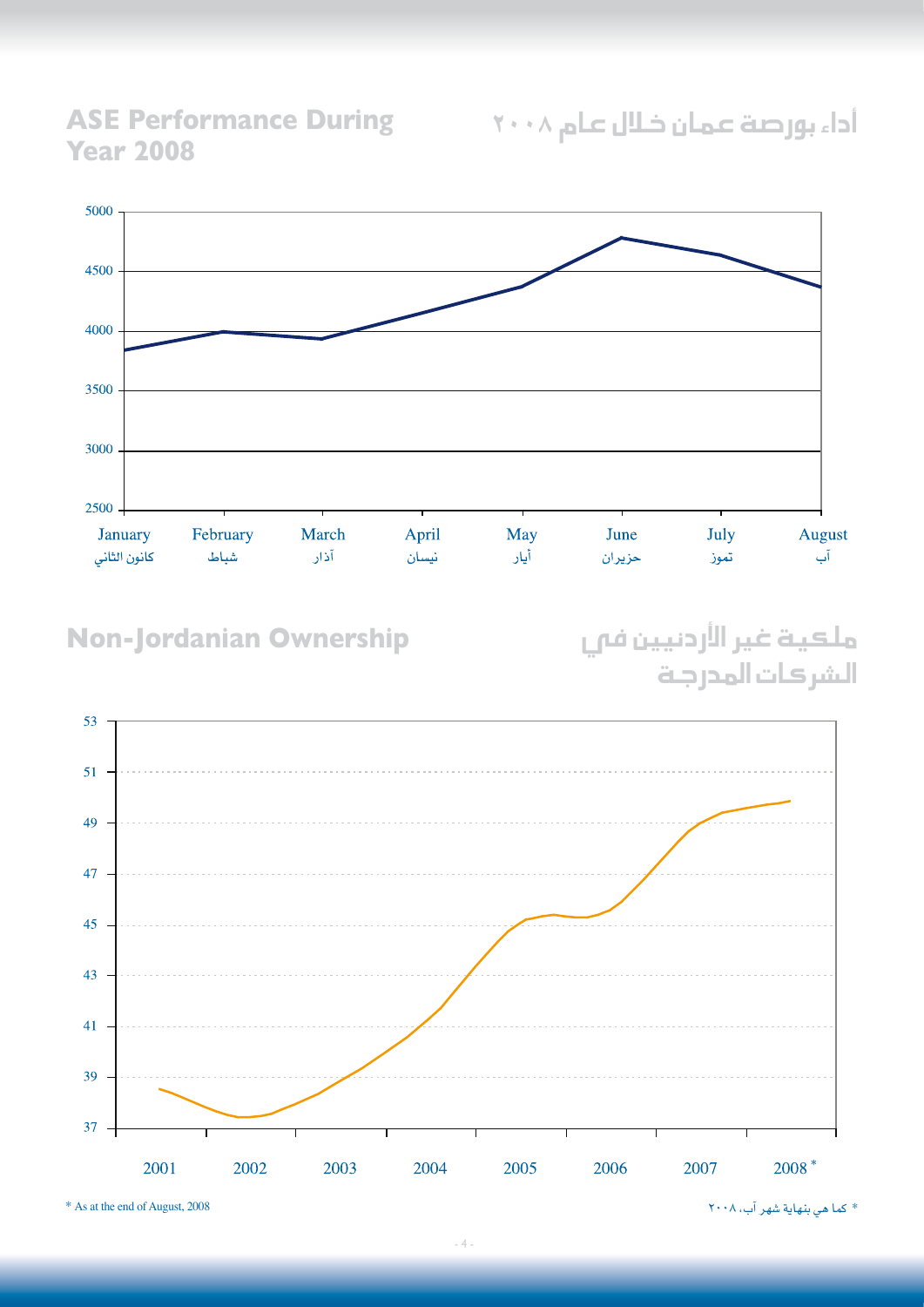## ASE Performance During Year 2008

## أداء بورصة عمان خلال عام ٢٠٠٨

5000
4500
4000
3500
3000
2500

January كانون الثاني | February شباط | March آذار | April نيسان | May أيار | June حزيران | July تموز | August آب

## Non-Jordanian Ownership

## ملكية غير الأردنيين في الشركات المدرجة

53
51
49
47
45
43
41
39
37

2001 | 2002 | 2003 | 2004 | 2005 | 2006 | 2007 | 2008 *

* As at the end of August, 2008

* كما هي بنهاية شهر آب، ٢٠٠٨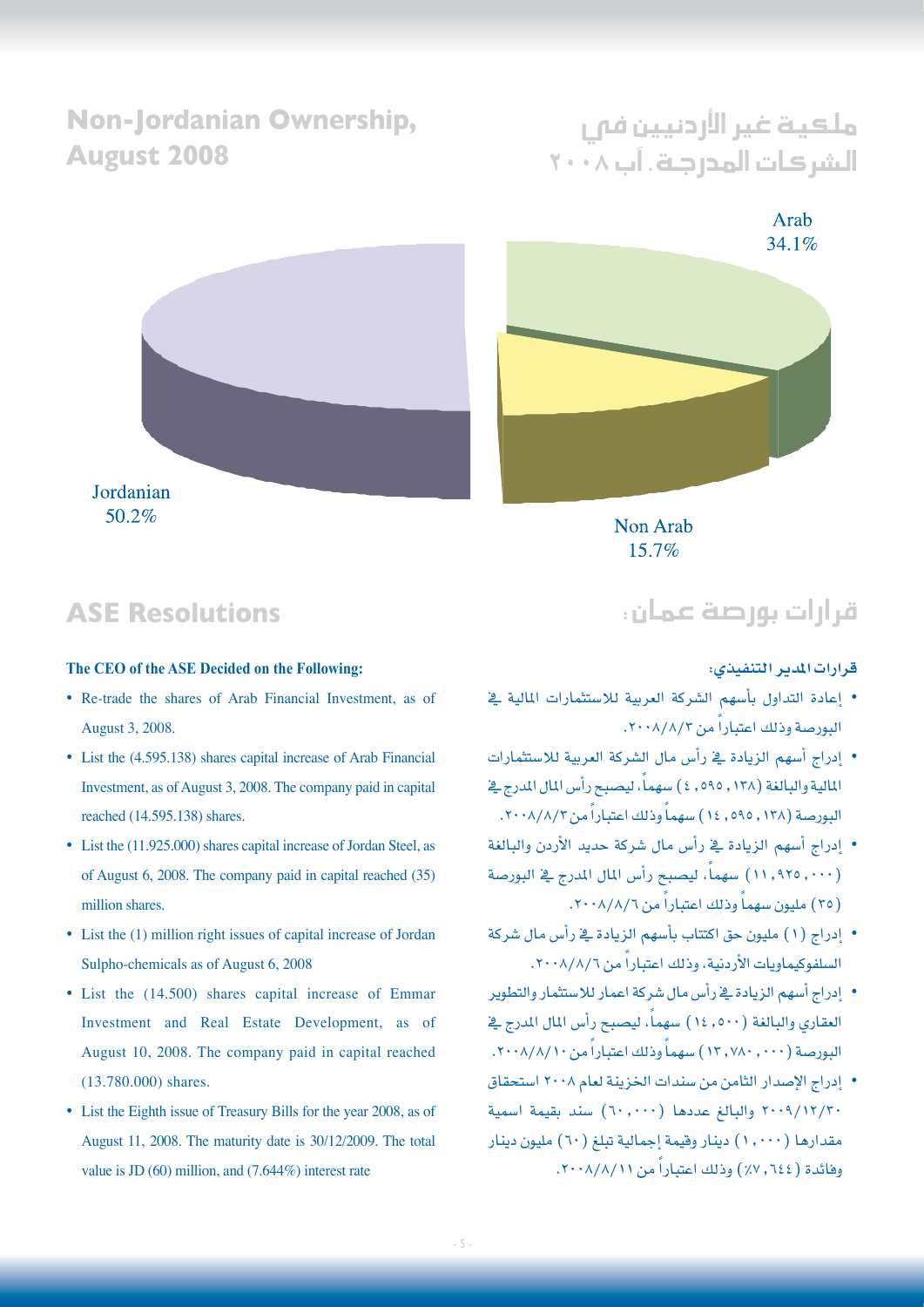## Non-Jordanian Ownership, August 2008

## ملكية غير الأردنيين في الشركات المدرجة. آب ٢٠٠٨

Arab 34.1%

Jordanian 50.2%

Non Arab 15.7%

## ASE Resolutions

**The CEO of the ASE Decided on the Following:**

- Re-trade the shares of Arab Financial Investment, as of August 3, 2008.
- List the (4.595.138) shares capital increase of Arab Financial Investment, as of August 3, 2008. The company paid in capital reached (14.595.138) shares.
- List the (11.925.000) shares capital increase of Jordan Steel, as of August 6, 2008. The company paid in capital reached (35) million shares.
- List the (1) million right issues of capital increase of Jordan Sulpho-chemicals as of August 6, 2008
- List the (14.500) shares capital increase of Emmar Investment and Real Estate Development, as of August 10, 2008. The company paid in capital reached (13.780.000) shares.
- List the Eighth issue of Treasury Bills for the year 2008, as of August 11, 2008. The maturity date is 30/12/2009. The total value is JD (60) million, and (7.644%) interest rate

## قرارات بورصة عمان:

**قرارات المدير التنفيذي:**

- إعادة التداول بأسهم الشركة العربية للاستثمارات المالية في البورصة وذلك اعتباراً من ٢٠٠٨/٨/٣.
- إدراج أسهم الزيادة في رأس مال الشركة العربية للاستثمارات المالية والبالغة (٤,٥٩٥,١٣٨) سهماً، ليصبح رأس المال المدرج في البورصة (١٤,٥٩٥,١٣٨) سهماً وذلك اعتباراً من ٢٠٠٨/٨/٣.
- إدراج أسهم الزيادة في رأس مال شركة حديد الأردن والبالغة (١١,٩٢٥,٠٠٠) سهماً، ليصبح رأس المال المدرج في البورصة (٣٥) مليون سهماً وذلك اعتباراً من ٢٠٠٨/٨/٦.
- إدراج (١) مليون حق اكتتاب بأسهم الزيادة في رأس مال شركة السلفوكيماويات الأردنية، وذلك اعتباراً من ٢٠٠٨/٨/٦.
- إدراج أسهم الزيادة في رأس مال شركة اعمار للاستثمار والتطوير العقاري والبالغة (١٤,٥٠٠) سهماً، ليصبح رأس المال المدرج في البورصة (١٣,٧٨٠,٠٠٠) سهماً وذلك اعتباراً من ٢٠٠٨/٨/١٠.
- إدراج الإصدار الثامن من سندات الخزينة لعام ٢٠٠٨ استحقاق ٢٠٠٩/١٢/٣٠ والبالغ عددها (٦٠,٠٠٠) سند بقيمة اسمية مقدارها (١,٠٠٠) دينار وقيمة إجمالية تبلغ (٦٠) مليون دينار وفائدة (٧,٦٤٤٪) وذلك اعتباراً من ٢٠٠٨/٨/١١.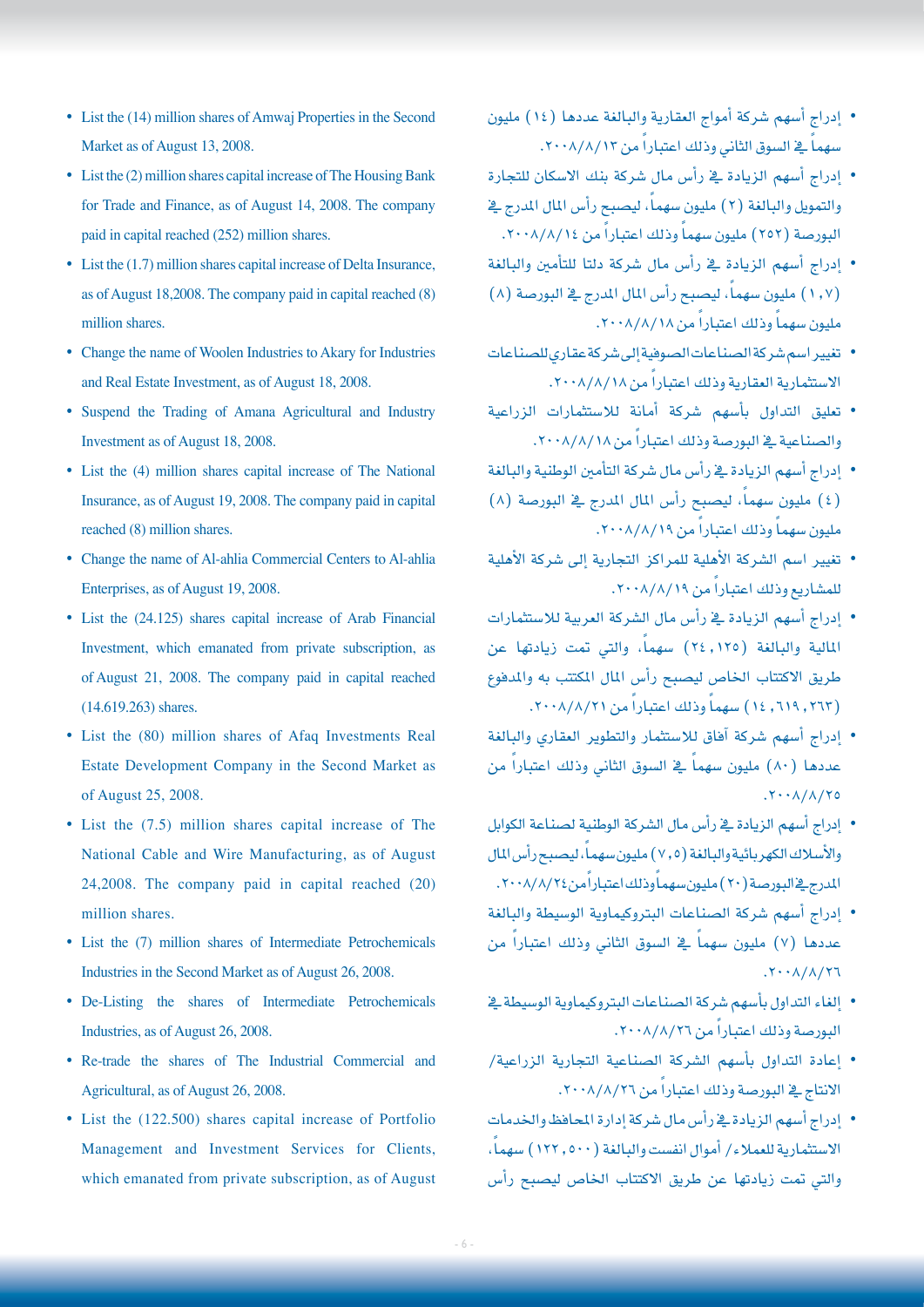- List the (14) million shares of Amwaj Properties in the Second Market as of August 13, 2008.
- List the (2) million shares capital increase of The Housing Bank for Trade and Finance, as of August 14, 2008. The company paid in capital reached (252) million shares.
- List the (1.7) million shares capital increase of Delta Insurance, as of August 18,2008. The company paid in capital reached (8) million shares.
- Change the name of Woolen Industries to Akary for Industries and Real Estate Investment, as of August 18, 2008.
- Suspend the Trading of Amana Agricultural and Industry Investment as of August 18, 2008.
- List the (4) million shares capital increase of The National Insurance, as of August 19, 2008. The company paid in capital reached (8) million shares.
- Change the name of Al-ahlia Commercial Centers to Al-ahlia Enterprises, as of August 19, 2008.
- List the (24.125) shares capital increase of Arab Financial Investment, which emanated from private subscription, as of August 21, 2008. The company paid in capital reached (14.619.263) shares.
- List the (80) million shares of Afaq Investments Real Estate Development Company in the Second Market as of August 25, 2008.
- List the (7.5) million shares capital increase of The National Cable and Wire Manufacturing, as of August 24,2008. The company paid in capital reached (20) million shares.
- List the (7) million shares of Intermediate Petrochemicals Industries in the Second Market as of August 26, 2008.
- De-Listing the shares of Intermediate Petrochemicals Industries, as of August 26, 2008.
- Re-trade the shares of The Industrial Commercial and Agricultural, as of August 26, 2008.
- List the (122.500) shares capital increase of Portfolio Management and Investment Services for Clients, which emanated from private subscription, as of August

- إدراج أسهم شركة أمواج العقارية والبالغة عددها (١٤) مليون سهماً في السوق الثاني وذلك اعتباراً من ٢٠٠٨/٨/١٣.
- إدراج أسهم الزيادة في رأس مال شركة بنك الاسكان للتجارة والتمويل والبالغة (٢) مليون سهماً، ليصبح رأس المال المدرج في البورصة (٢٥٢) مليون سهماً وذلك اعتباراً من ٢٠٠٨/٨/١٤.
- إدراج أسهم الزيادة في رأس مال شركة دلتا للتأمين والبالغة (١,٧) مليون سهماً، ليصبح رأس المال المدرج في البورصة (٨) مليون سهماً وذلك اعتباراً من ٢٠٠٨/٨/١٨.
- تغيير اسم شركة الصناعات الصوفية إلى شركة عقاري للصناعات الاستثمارية العقارية وذلك اعتباراً من ٢٠٠٨/٨/١٨.
- تعليق التداول بأسهم شركة أمانة للاستثمارات الزراعية والصناعية في البورصة وذلك اعتباراً من ٢٠٠٨/٨/١٨.
- إدراج أسهم الزيادة في رأس مال شركة التأمين الوطنية والبالغة (٤) مليون سهماً، ليصبح رأس المال المدرج في البورصة (٨) مليون سهماً وذلك اعتباراً من ٢٠٠٨/٨/١٩.
- تغيير اسم الشركة الأهلية للمراكز التجارية إلى شركة الأهلية للمشاريع وذلك اعتباراً من ٢٠٠٨/٨/١٩.
- إدراج أسهم الزيادة في رأس مال الشركة العربية للاستثمارات المالية والبالغة (٢٤,١٢٥) سهماً، والتي تمت زيادتها عن طريق الاكتتاب الخاص ليصبح رأس المال المكتتب به والمدفوع (١٤,٦١٩,٢٦٣) سهماً وذلك اعتباراً من ٢٠٠٨/٨/٢١.
- إدراج أسهم شركة آفاق للاستثمار والتطوير العقاري والبالغة عددها (٨٠) مليون سهماً في السوق الثاني وذلك اعتباراً من ٢٠٠٨/٨/٢٥.
- إدراج أسهم الزيادة في رأس مال الشركة الوطنية لصناعة الكوابل والأسلاك الكهربائية والبالغة (٧,٥) مليون سهماً، ليصبح رأس المال المدرج في البورصة (٢٠) مليون سهماً وذلك اعتباراً من ٢٠٠٨/٨/٢٤.
- إدراج أسهم شركة الصناعات البتروكيماوية الوسيطة والبالغة عددها (٧) مليون سهماً في السوق الثاني وذلك اعتباراً من ٢٠٠٨/٨/٢٦.
- إلغاء التداول بأسهم شركة الصناعات البتروكيماوية الوسيطة في البورصة وذلك اعتباراً من ٢٠٠٨/٨/٢٦.
- إعادة التداول بأسهم الشركة الصناعية التجارية الزراعية/ الانتاج في البورصة وذلك اعتباراً من ٢٠٠٨/٨/٢٦.
- إدراج أسهم الزيادة في رأس مال شركة إدارة المحافظ والخدمات الاستثمارية للعملاء/ أموال انفست والبالغة (١٢٢,٥٠٠) سهماً، والتي تمت زيادتها عن طريق الاكتتاب الخاص ليصبح رأس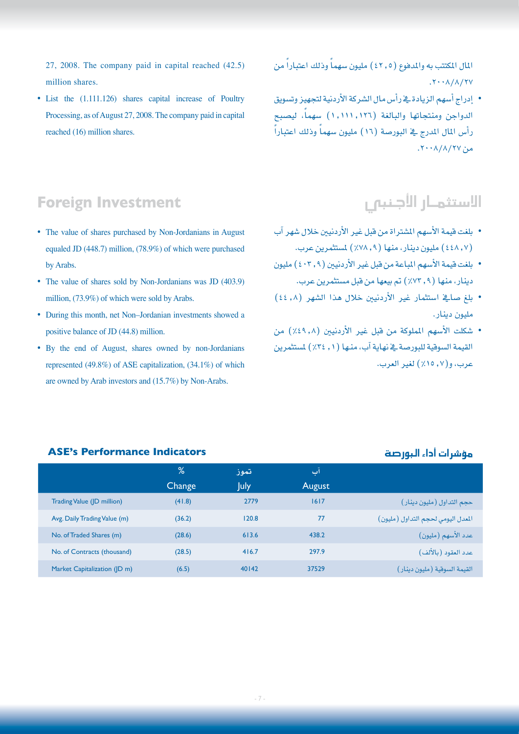27, 2008. The company paid in capital reached (42.5) million shares.

- List the (1.111.126) shares capital increase of Poultry Processing, as of August 27, 2008. The company paid in capital reached (16) million shares.

المال المكتتب به والمدفوع (٤٢,٥) مليون سهماً وذلك اعتباراً من ٢٠٠٨/٨/٢٧.

- إدراج أسهم الزيادة في رأس مال الشركة الأردنية لتجهيز وتسويق الدواجن ومنتجاتها والبالغة (١,١١١,١٢٦) سهماً، ليصبح رأس المال المدرج في البورصة (١٦) مليون سهماً وذلك اعتباراً من ٢٠٠٨/٨/٢٧.

## Foreign Investment

- The value of shares purchased by Non-Jordanians in August equaled JD (448.7) million, (78.9%) of which were purchased by Arabs.
- The value of shares sold by Non-Jordanians was JD (403.9) million, (73.9%) of which were sold by Arabs.
- During this month, net Non–Jordanian investments showed a positive balance of JD (44.8) million.
- By the end of August, shares owned by non-Jordanians represented (49.8%) of ASE capitalization, (34.1%) of which are owned by Arab investors and (15.7%) by Non-Arabs.

## الاستثمار الأجنبي

- بلغت قيمة الأسهم المشتراة من قبل غير الأردنيين خلال شهر آب (٤٤٨,٧) مليون دينار، منها (٧٨,٩٪) لمستثمرين عرب.
- بلغت قيمة الأسهم المباعة من قبل غير الأردنيين (٤٠٣,٩) مليون دينار، منها (٧٣,٩٪) تم بيعها من قبل مستثمرين عرب.
- بلغ صافي استثمار غير الأردنيين خلال هذا الشهر (٤٤,٨) مليون دينار.
- شكلت الأسهم المملوكة من قبل غير الأردنيين (٤٩,٨٪) من القيمة السوقية للبورصة في نهاية آب، منها (٣٤,١٪) لمستثمرين عرب، و(١٥,٧٪) لغير العرب.

## ASE's Performance Indicators

## مؤشرات أداء البورصة

| | % Change | تموز July | آب August | |
|---|---|---|---|---|
| Trading Value (JD million) | (41.8) | 2779 | 1617 | حجم التداول (مليون دينار) |
| Avg. Daily Trading Value (m) | (36.2) | 120.8 | 77 | المعدل اليومي لحجم التداول (مليون) |
| No. of Traded Shares (m) | (28.6) | 613.6 | 438.2 | عدد الأسهم (مليون) |
| No. of Contracts (thousand) | (28.5) | 416.7 | 297.9 | عدد العقود (بالألف) |
| Market Capitalization (JD m) | (6.5) | 40142 | 37529 | القيمة السوقية (مليون دينار) |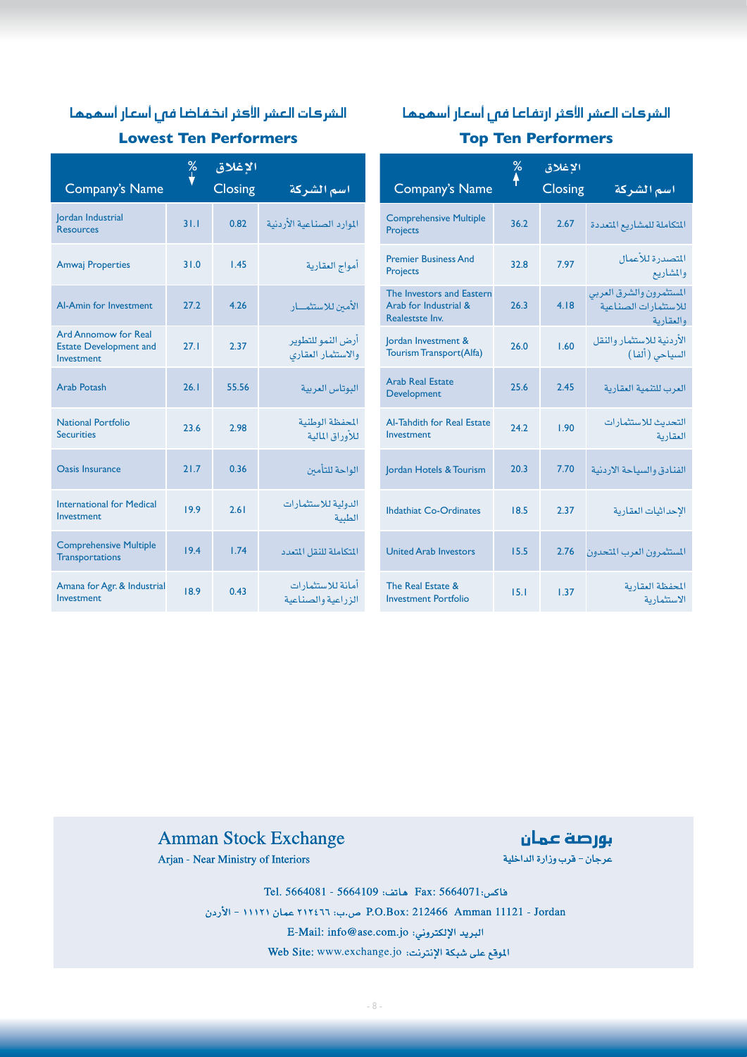## الشركات العشر الأكثر ارتفاعا في أسعار أسهمها
## Top Ten Performers

| Company's Name | % ▲ | الإغلاق Closing | اسم الشركة |
|---|---|---|---|
| Comprehensive Multiple Projects | 36.2 | 2.67 | المتكاملة للمشاريع المتعددة |
| Premier Business And Projects | 32.8 | 7.97 | المتصدرة للأعمال والمشاريع |
| The Investors and Eastern Arab for Industrial & Realestste Inv. | 26.3 | 4.18 | المستثمرون والشرق العربي للاستثمارات الصناعية والعقارية |
| Jordan Investment & Tourism Transport(Alfa) | 26.0 | 1.60 | الأردنية للاستثمار والنقل السياحي (ألفا) |
| Arab Real Estate Development | 25.6 | 2.45 | العرب للتنمية العقارية |
| Al-Tahdith for Real Estate Investment | 24.2 | 1.90 | التحديث للاستثمارات العقارية |
| Jordan Hotels & Tourism | 20.3 | 7.70 | الفنادق والسياحة الاردنية |
| Ihdathiat Co-Ordinates | 18.5 | 2.37 | الإحداثيات العقارية |
| United Arab Investors | 15.5 | 2.76 | المستثمرون العرب المتحدون |
| The Real Estate & Investment Portfolio | 15.1 | 1.37 | المحفظة العقارية الاستثمارية |

## الشركات العشر الأكثر انخفاضا في أسعار أسهمها
## Lowest Ten Performers

| Company's Name | % ▼ | الإغلاق Closing | اسم الشركة |
|---|---|---|---|
| Jordan Industrial Resources | 31.1 | 0.82 | الموارد الصناعية الأردنية |
| Amwaj Properties | 31.0 | 1.45 | أمواج العقارية |
| Al-Amin for Investment | 27.2 | 4.26 | الأمين للاستثمـــار |
| Ard Annomow for Real Estate Development and Investment | 27.1 | 2.37 | أرض النمو للتطوير والاستثمار العقاري |
| Arab Potash | 26.1 | 55.56 | البوتاس العربية |
| National Portfolio Securities | 23.6 | 2.98 | المحفظة الوطنية للأوراق المالية |
| Oasis Insurance | 21.7 | 0.36 | الواحة للتأمين |
| International for Medical Investment | 19.9 | 2.61 | الدولية للاستثمارات الطبية |
| Comprehensive Multiple Transportations | 19.4 | 1.74 | المتكاملة للنقل المتعدد |
| Amana for Agr. & Industrial Investment | 18.9 | 0.43 | أمانة للاستثمارات الزراعية والصناعية |

**Amman Stock Exchange**
Arjan - Near Ministry of Interiors

**بورصة عمان**
عرجان - قرب وزارة الداخلية

Tel. 5664081 - 5664109 :هاتف  Fax: 5664071:فاكس

ص.ب: ٢١٢٤٦٦ عمان ١١١٢١ - الأردن  P.O.Box: 212466 Amman 11121 - Jordan

E-Mail: info@ase.com.jo :البريد الإلكتروني

Web Site: www.exchange.jo :الموقع على شبكة الإنترنت